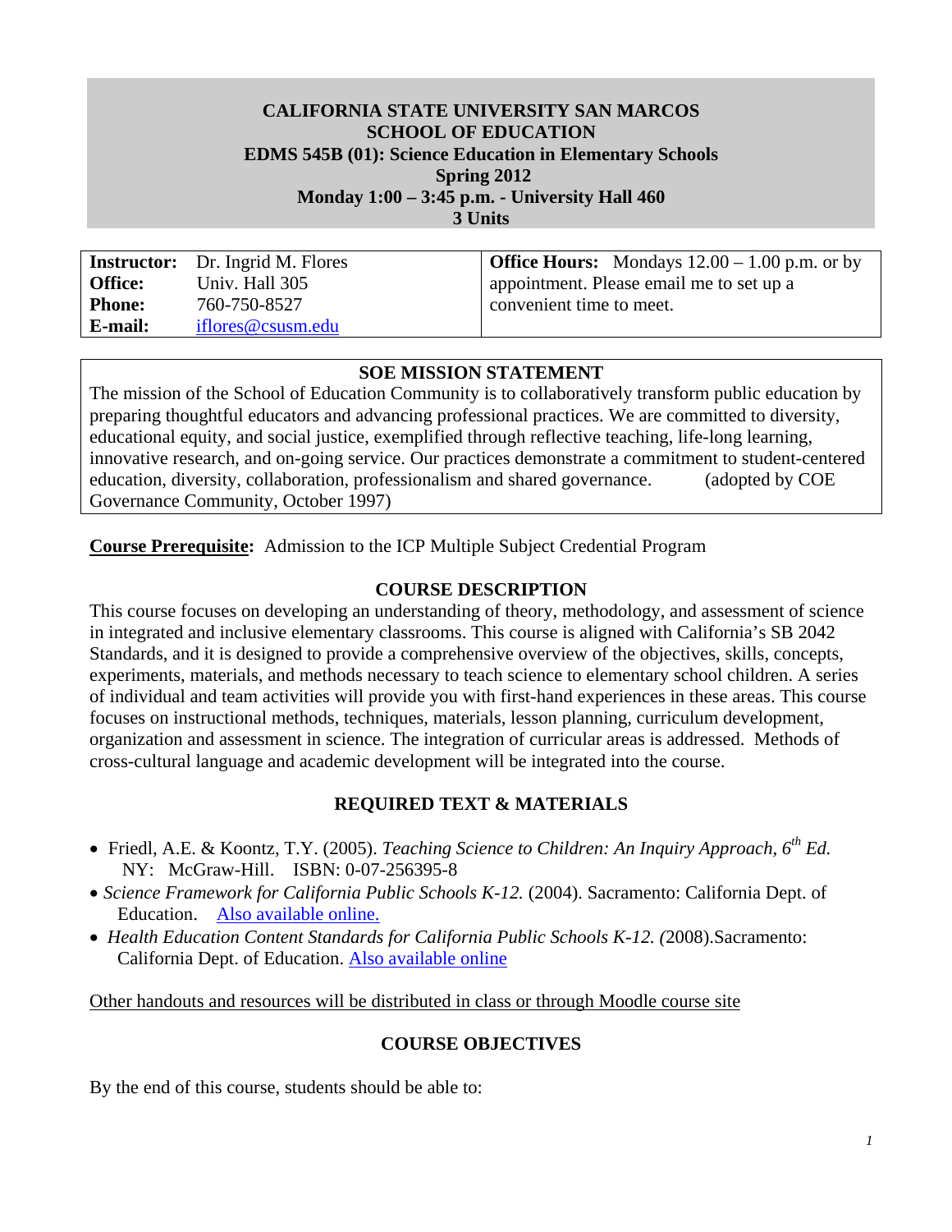**CALIFORNIA STATE UNIVERSITY SAN MARCOS**
**SCHOOL OF EDUCATION**
**EDMS 545B (01): Science Education in Elementary Schools**
**Spring 2012**
**Monday 1:00 – 3:45 p.m. - University Hall 460**
**3 Units**

| | | |
|---|---|---|
| **Instructor:** | Dr. Ingrid M. Flores | **Office Hours:** Mondays 12.00 – 1.00 p.m. or by appointment. Please email me to set up a convenient time to meet. |
| **Office:** | Univ. Hall 305 | |
| **Phone:** | 760-750-8527 | |
| **E-mail:** | iflores@csusm.edu | |

## SOE MISSION STATEMENT

The mission of the School of Education Community is to collaboratively transform public education by preparing thoughtful educators and advancing professional practices. We are committed to diversity, educational equity, and social justice, exemplified through reflective teaching, life-long learning, innovative research, and on-going service. Our practices demonstrate a commitment to student-centered education, diversity, collaboration, professionalism and shared governance. (adopted by COE Governance Community, October 1997)

**Course Prerequisite:** Admission to the ICP Multiple Subject Credential Program

## COURSE DESCRIPTION

This course focuses on developing an understanding of theory, methodology, and assessment of science in integrated and inclusive elementary classrooms. This course is aligned with California's SB 2042 Standards, and it is designed to provide a comprehensive overview of the objectives, skills, concepts, experiments, materials, and methods necessary to teach science to elementary school children. A series of individual and team activities will provide you with first-hand experiences in these areas. This course focuses on instructional methods, techniques, materials, lesson planning, curriculum development, organization and assessment in science. The integration of curricular areas is addressed. Methods of cross-cultural language and academic development will be integrated into the course.

## REQUIRED TEXT & MATERIALS

- Friedl, A.E. & Koontz, T.Y. (2005). *Teaching Science to Children: An Inquiry Approach, 6th Ed.* NY: McGraw-Hill. ISBN: 0-07-256395-8
- *Science Framework for California Public Schools K-12.* (2004). Sacramento: California Dept. of Education. Also available online.
- *Health Education Content Standards for California Public Schools K-12.* (2008).Sacramento: California Dept. of Education. Also available online

Other handouts and resources will be distributed in class or through Moodle course site

## COURSE OBJECTIVES

By the end of this course, students should be able to: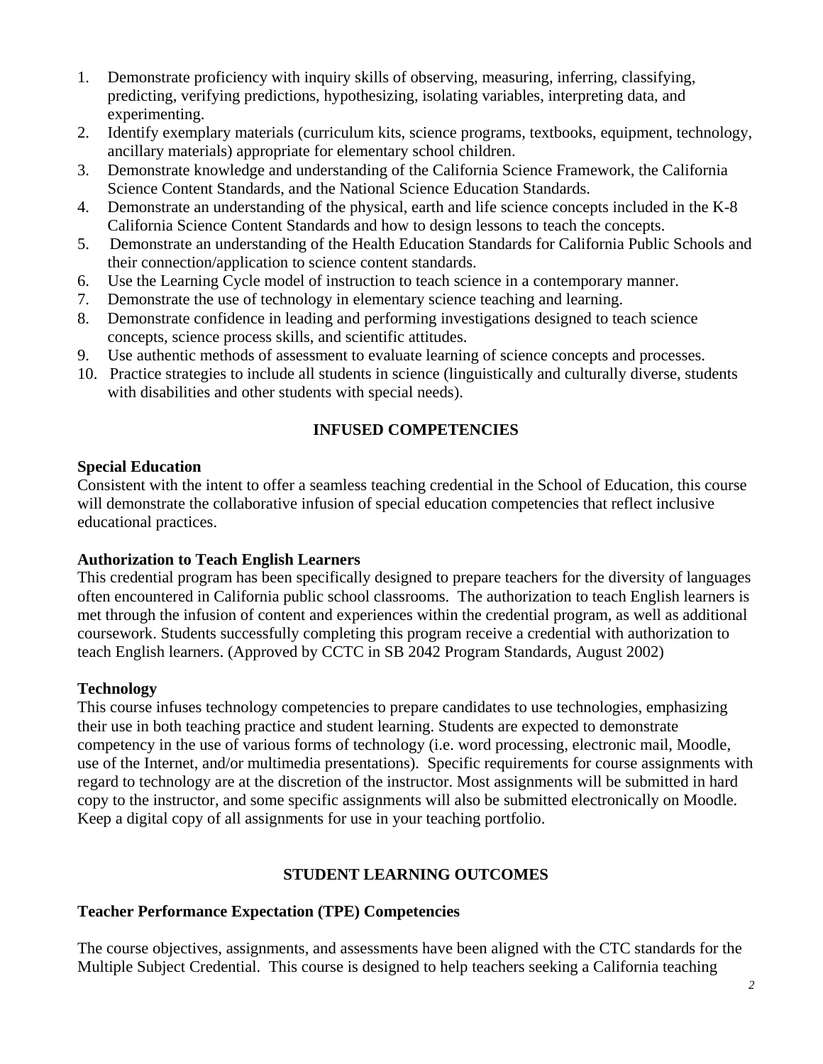1. Demonstrate proficiency with inquiry skills of observing, measuring, inferring, classifying, predicting, verifying predictions, hypothesizing, isolating variables, interpreting data, and experimenting.
2. Identify exemplary materials (curriculum kits, science programs, textbooks, equipment, technology, ancillary materials) appropriate for elementary school children.
3. Demonstrate knowledge and understanding of the California Science Framework, the California Science Content Standards, and the National Science Education Standards.
4. Demonstrate an understanding of the physical, earth and life science concepts included in the K-8 California Science Content Standards and how to design lessons to teach the concepts.
5. Demonstrate an understanding of the Health Education Standards for California Public Schools and their connection/application to science content standards.
6. Use the Learning Cycle model of instruction to teach science in a contemporary manner.
7. Demonstrate the use of technology in elementary science teaching and learning.
8. Demonstrate confidence in leading and performing investigations designed to teach science concepts, science process skills, and scientific attitudes.
9. Use authentic methods of assessment to evaluate learning of science concepts and processes.
10. Practice strategies to include all students in science (linguistically and culturally diverse, students with disabilities and other students with special needs).

## INFUSED COMPETENCIES

**Special Education**
Consistent with the intent to offer a seamless teaching credential in the School of Education, this course will demonstrate the collaborative infusion of special education competencies that reflect inclusive educational practices.

**Authorization to Teach English Learners**
This credential program has been specifically designed to prepare teachers for the diversity of languages often encountered in California public school classrooms. The authorization to teach English learners is met through the infusion of content and experiences within the credential program, as well as additional coursework. Students successfully completing this program receive a credential with authorization to teach English learners. (Approved by CCTC in SB 2042 Program Standards, August 2002)

**Technology**
This course infuses technology competencies to prepare candidates to use technologies, emphasizing their use in both teaching practice and student learning. Students are expected to demonstrate competency in the use of various forms of technology (i.e. word processing, electronic mail, Moodle, use of the Internet, and/or multimedia presentations). Specific requirements for course assignments with regard to technology are at the discretion of the instructor. Most assignments will be submitted in hard copy to the instructor, and some specific assignments will also be submitted electronically on Moodle. Keep a digital copy of all assignments for use in your teaching portfolio.

## STUDENT LEARNING OUTCOMES

**Teacher Performance Expectation (TPE) Competencies**

The course objectives, assignments, and assessments have been aligned with the CTC standards for the Multiple Subject Credential. This course is designed to help teachers seeking a California teaching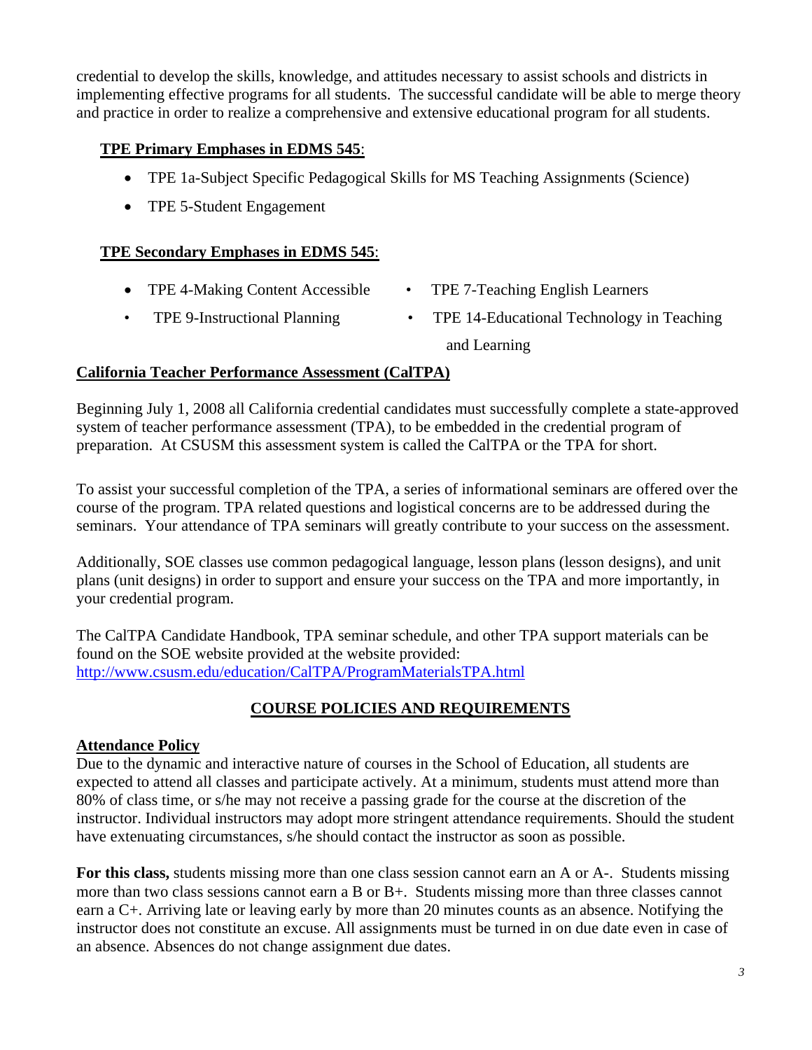credential to develop the skills, knowledge, and attitudes necessary to assist schools and districts in implementing effective programs for all students. The successful candidate will be able to merge theory and practice in order to realize a comprehensive and extensive educational program for all students.

**TPE Primary Emphases in EDMS 545**:

- TPE 1a-Subject Specific Pedagogical Skills for MS Teaching Assignments (Science)
- TPE 5-Student Engagement

**TPE Secondary Emphases in EDMS 545**:

- TPE 4-Making Content Accessible
- TPE 7-Teaching English Learners
- TPE 9-Instructional Planning
- TPE 14-Educational Technology in Teaching and Learning

**California Teacher Performance Assessment (CalTPA)**

Beginning July 1, 2008 all California credential candidates must successfully complete a state-approved system of teacher performance assessment (TPA), to be embedded in the credential program of preparation. At CSUSM this assessment system is called the CalTPA or the TPA for short.

To assist your successful completion of the TPA, a series of informational seminars are offered over the course of the program. TPA related questions and logistical concerns are to be addressed during the seminars. Your attendance of TPA seminars will greatly contribute to your success on the assessment.

Additionally, SOE classes use common pedagogical language, lesson plans (lesson designs), and unit plans (unit designs) in order to support and ensure your success on the TPA and more importantly, in your credential program.

The CalTPA Candidate Handbook, TPA seminar schedule, and other TPA support materials can be found on the SOE website provided at the website provided: http://www.csusm.edu/education/CalTPA/ProgramMaterialsTPA.html

## COURSE POLICIES AND REQUIREMENTS

**Attendance Policy**

Due to the dynamic and interactive nature of courses in the School of Education, all students are expected to attend all classes and participate actively. At a minimum, students must attend more than 80% of class time, or s/he may not receive a passing grade for the course at the discretion of the instructor. Individual instructors may adopt more stringent attendance requirements. Should the student have extenuating circumstances, s/he should contact the instructor as soon as possible.

**For this class,** students missing more than one class session cannot earn an A or A-. Students missing more than two class sessions cannot earn a B or B+. Students missing more than three classes cannot earn a C+. Arriving late or leaving early by more than 20 minutes counts as an absence. Notifying the instructor does not constitute an excuse. All assignments must be turned in on due date even in case of an absence. Absences do not change assignment due dates.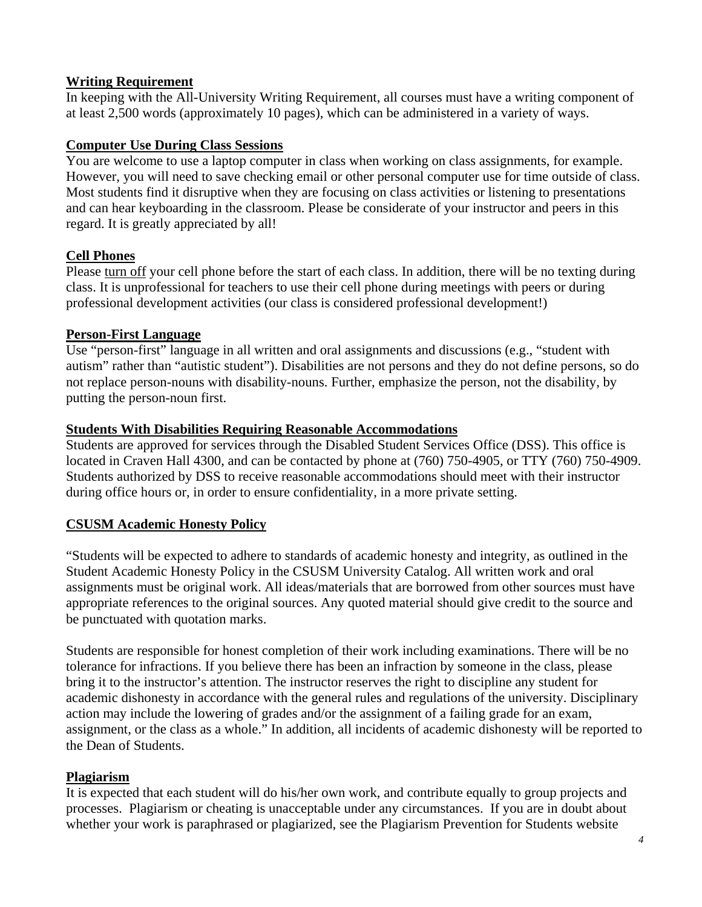**Writing Requirement**
In keeping with the All-University Writing Requirement, all courses must have a writing component of at least 2,500 words (approximately 10 pages), which can be administered in a variety of ways.

**Computer Use During Class Sessions**
You are welcome to use a laptop computer in class when working on class assignments, for example. However, you will need to save checking email or other personal computer use for time outside of class. Most students find it disruptive when they are focusing on class activities or listening to presentations and can hear keyboarding in the classroom. Please be considerate of your instructor and peers in this regard. It is greatly appreciated by all!

**Cell Phones**
Please turn off your cell phone before the start of each class. In addition, there will be no texting during class. It is unprofessional for teachers to use their cell phone during meetings with peers or during professional development activities (our class is considered professional development!)

**Person-First Language**
Use "person-first" language in all written and oral assignments and discussions (e.g., "student with autism" rather than "autistic student"). Disabilities are not persons and they do not define persons, so do not replace person-nouns with disability-nouns. Further, emphasize the person, not the disability, by putting the person-noun first.

**Students With Disabilities Requiring Reasonable Accommodations**
Students are approved for services through the Disabled Student Services Office (DSS). This office is located in Craven Hall 4300, and can be contacted by phone at (760) 750-4905, or TTY (760) 750-4909. Students authorized by DSS to receive reasonable accommodations should meet with their instructor during office hours or, in order to ensure confidentiality, in a more private setting.

**CSUSM Academic Honesty Policy**

"Students will be expected to adhere to standards of academic honesty and integrity, as outlined in the Student Academic Honesty Policy in the CSUSM University Catalog. All written work and oral assignments must be original work. All ideas/materials that are borrowed from other sources must have appropriate references to the original sources. Any quoted material should give credit to the source and be punctuated with quotation marks.

Students are responsible for honest completion of their work including examinations. There will be no tolerance for infractions. If you believe there has been an infraction by someone in the class, please bring it to the instructor's attention. The instructor reserves the right to discipline any student for academic dishonesty in accordance with the general rules and regulations of the university. Disciplinary action may include the lowering of grades and/or the assignment of a failing grade for an exam, assignment, or the class as a whole." In addition, all incidents of academic dishonesty will be reported to the Dean of Students.

**Plagiarism**
It is expected that each student will do his/her own work, and contribute equally to group projects and processes. Plagiarism or cheating is unacceptable under any circumstances. If you are in doubt about whether your work is paraphrased or plagiarized, see the Plagiarism Prevention for Students website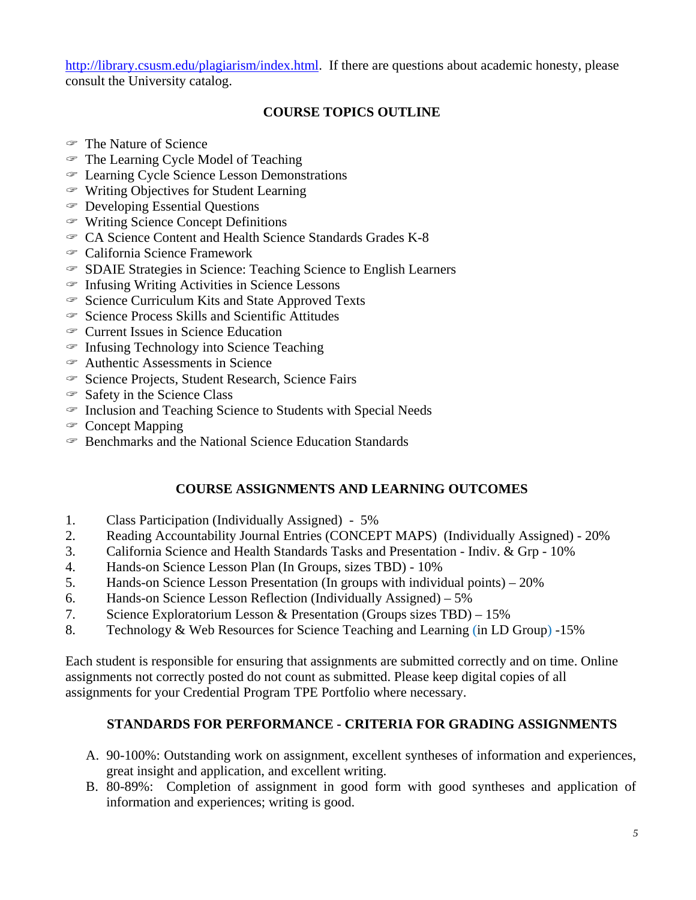http://library.csusm.edu/plagiarism/index.html. If there are questions about academic honesty, please consult the University catalog.

## COURSE TOPICS OUTLINE

- ☞ The Nature of Science
- ☞ The Learning Cycle Model of Teaching
- ☞ Learning Cycle Science Lesson Demonstrations
- ☞ Writing Objectives for Student Learning
- ☞ Developing Essential Questions
- ☞ Writing Science Concept Definitions
- ☞ CA Science Content and Health Science Standards Grades K-8
- ☞ California Science Framework
- ☞ SDAIE Strategies in Science: Teaching Science to English Learners
- ☞ Infusing Writing Activities in Science Lessons
- ☞ Science Curriculum Kits and State Approved Texts
- ☞ Science Process Skills and Scientific Attitudes
- ☞ Current Issues in Science Education
- ☞ Infusing Technology into Science Teaching
- ☞ Authentic Assessments in Science
- ☞ Science Projects, Student Research, Science Fairs
- ☞ Safety in the Science Class
- ☞ Inclusion and Teaching Science to Students with Special Needs
- ☞ Concept Mapping
- ☞ Benchmarks and the National Science Education Standards

## COURSE ASSIGNMENTS AND LEARNING OUTCOMES

1. Class Participation (Individually Assigned) - 5%
2. Reading Accountability Journal Entries (CONCEPT MAPS) (Individually Assigned) - 20%
3. California Science and Health Standards Tasks and Presentation - Indiv. & Grp - 10%
4. Hands-on Science Lesson Plan (In Groups, sizes TBD) - 10%
5. Hands-on Science Lesson Presentation (In groups with individual points) – 20%
6. Hands-on Science Lesson Reflection (Individually Assigned) – 5%
7. Science Exploratorium Lesson & Presentation (Groups sizes TBD) – 15%
8. Technology & Web Resources for Science Teaching and Learning (in LD Group) -15%

Each student is responsible for ensuring that assignments are submitted correctly and on time. Online assignments not correctly posted do not count as submitted. Please keep digital copies of all assignments for your Credential Program TPE Portfolio where necessary.

## STANDARDS FOR PERFORMANCE - CRITERIA FOR GRADING ASSIGNMENTS

A. 90-100%: Outstanding work on assignment, excellent syntheses of information and experiences, great insight and application, and excellent writing.

B. 80-89%: Completion of assignment in good form with good syntheses and application of information and experiences; writing is good.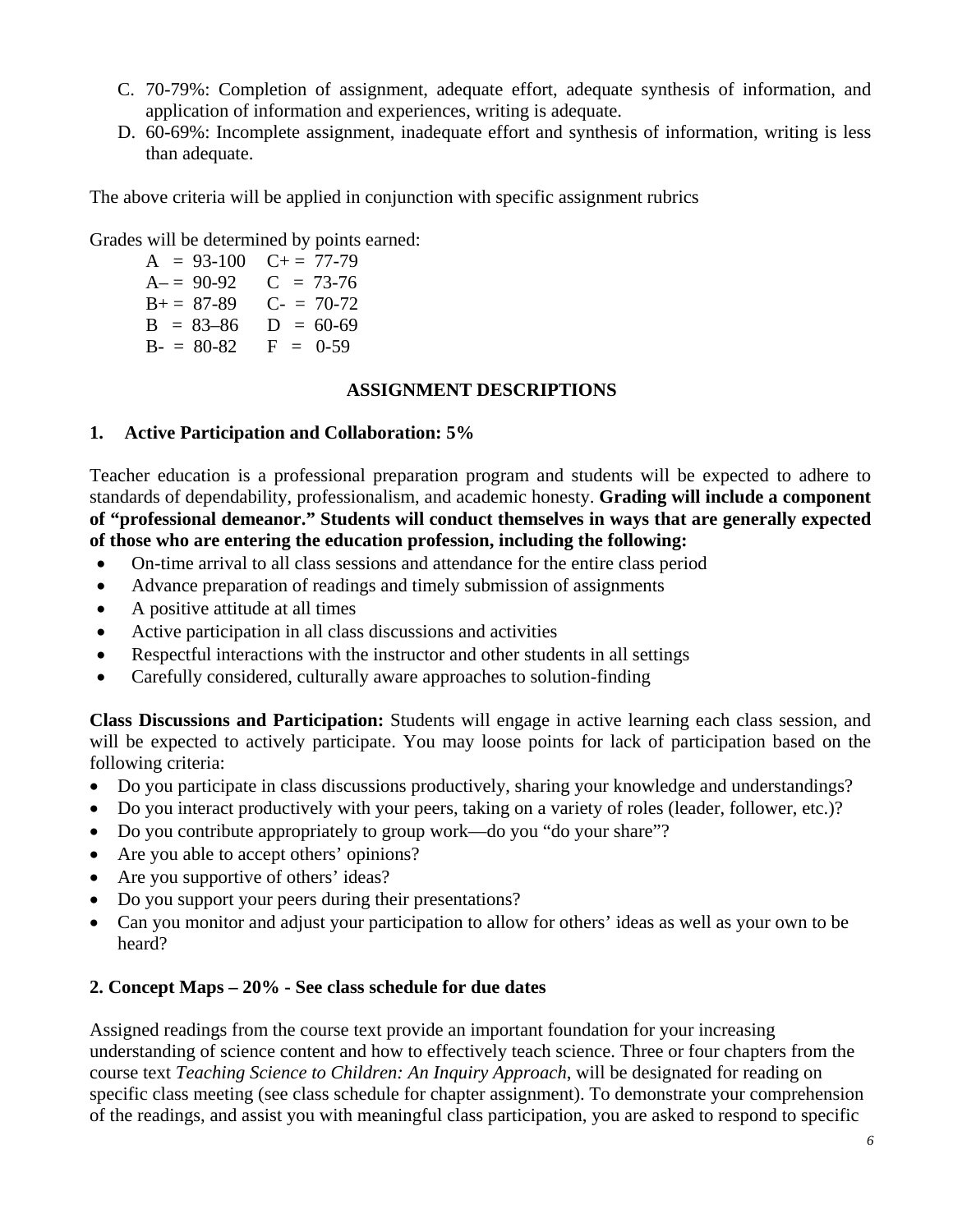C. 70-79%: Completion of assignment, adequate effort, adequate synthesis of information, and application of information and experiences, writing is adequate.
D. 60-69%: Incomplete assignment, inadequate effort and synthesis of information, writing is less than adequate.

The above criteria will be applied in conjunction with specific assignment rubrics

Grades will be determined by points earned:

| | |
|---|---|
| A = 93-100 | C+ = 77-79 |
| A– = 90-92 | C = 73-76 |
| B+ = 87-89 | C- = 70-72 |
| B = 83–86 | D = 60-69 |
| B- = 80-82 | F = 0-59 |

## ASSIGNMENT DESCRIPTIONS

### 1. Active Participation and Collaboration: 5%

Teacher education is a professional preparation program and students will be expected to adhere to standards of dependability, professionalism, and academic honesty. **Grading will include a component of "professional demeanor." Students will conduct themselves in ways that are generally expected of those who are entering the education profession, including the following:**

- On-time arrival to all class sessions and attendance for the entire class period
- Advance preparation of readings and timely submission of assignments
- A positive attitude at all times
- Active participation in all class discussions and activities
- Respectful interactions with the instructor and other students in all settings
- Carefully considered, culturally aware approaches to solution-finding

**Class Discussions and Participation:** Students will engage in active learning each class session, and will be expected to actively participate. You may loose points for lack of participation based on the following criteria:

- Do you participate in class discussions productively, sharing your knowledge and understandings?
- Do you interact productively with your peers, taking on a variety of roles (leader, follower, etc.)?
- Do you contribute appropriately to group work—do you "do your share"?
- Are you able to accept others' opinions?
- Are you supportive of others' ideas?
- Do you support your peers during their presentations?
- Can you monitor and adjust your participation to allow for others' ideas as well as your own to be heard?

### 2. Concept Maps – 20% - See class schedule for due dates

Assigned readings from the course text provide an important foundation for your increasing understanding of science content and how to effectively teach science. Three or four chapters from the course text *Teaching Science to Children: An Inquiry Approach*, will be designated for reading on specific class meeting (see class schedule for chapter assignment). To demonstrate your comprehension of the readings, and assist you with meaningful class participation, you are asked to respond to specific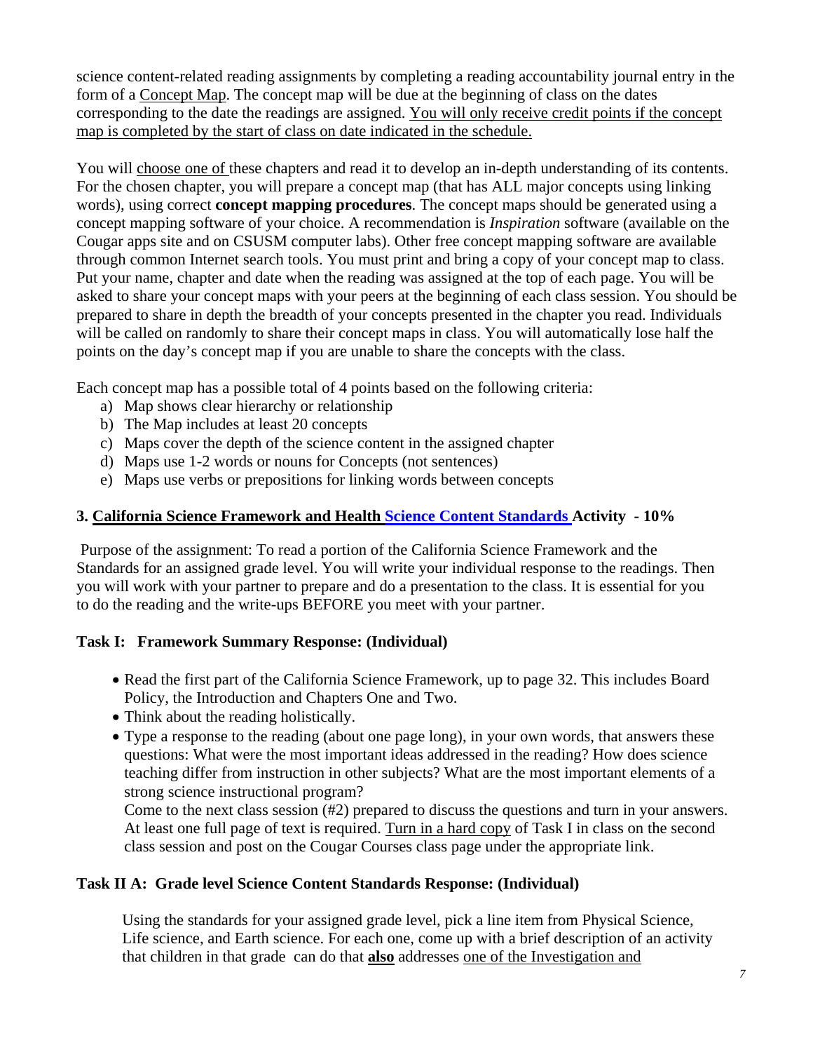science content-related reading assignments by completing a reading accountability journal entry in the form of a Concept Map. The concept map will be due at the beginning of class on the dates corresponding to the date the readings are assigned. You will only receive credit points if the concept map is completed by the start of class on date indicated in the schedule.

You will choose one of these chapters and read it to develop an in-depth understanding of its contents. For the chosen chapter, you will prepare a concept map (that has ALL major concepts using linking words), using correct **concept mapping procedures**. The concept maps should be generated using a concept mapping software of your choice. A recommendation is *Inspiration* software (available on the Cougar apps site and on CSUSM computer labs). Other free concept mapping software are available through common Internet search tools. You must print and bring a copy of your concept map to class. Put your name, chapter and date when the reading was assigned at the top of each page. You will be asked to share your concept maps with your peers at the beginning of each class session. You should be prepared to share in depth the breadth of your concepts presented in the chapter you read. Individuals will be called on randomly to share their concept maps in class. You will automatically lose half the points on the day's concept map if you are unable to share the concepts with the class.

Each concept map has a possible total of 4 points based on the following criteria:

a) Map shows clear hierarchy or relationship
b) The Map includes at least 20 concepts
c) Maps cover the depth of the science content in the assigned chapter
d) Maps use 1-2 words or nouns for Concepts (not sentences)
e) Maps use verbs or prepositions for linking words between concepts

### 3. California Science Framework and Health Science Content Standards Activity - 10%

Purpose of the assignment: To read a portion of the California Science Framework and the Standards for an assigned grade level. You will write your individual response to the readings. Then you will work with your partner to prepare and do a presentation to the class. It is essential for you to do the reading and the write-ups BEFORE you meet with your partner.

#### Task I: Framework Summary Response: (Individual)

- Read the first part of the California Science Framework, up to page 32. This includes Board Policy, the Introduction and Chapters One and Two.
- Think about the reading holistically.
- Type a response to the reading (about one page long), in your own words, that answers these questions: What were the most important ideas addressed in the reading? How does science teaching differ from instruction in other subjects? What are the most important elements of a strong science instructional program?
  Come to the next class session (#2) prepared to discuss the questions and turn in your answers. At least one full page of text is required. Turn in a hard copy of Task I in class on the second class session and post on the Cougar Courses class page under the appropriate link.

#### Task II A: Grade level Science Content Standards Response: (Individual)

Using the standards for your assigned grade level, pick a line item from Physical Science, Life science, and Earth science. For each one, come up with a brief description of an activity that children in that grade can do that **also** addresses one of the Investigation and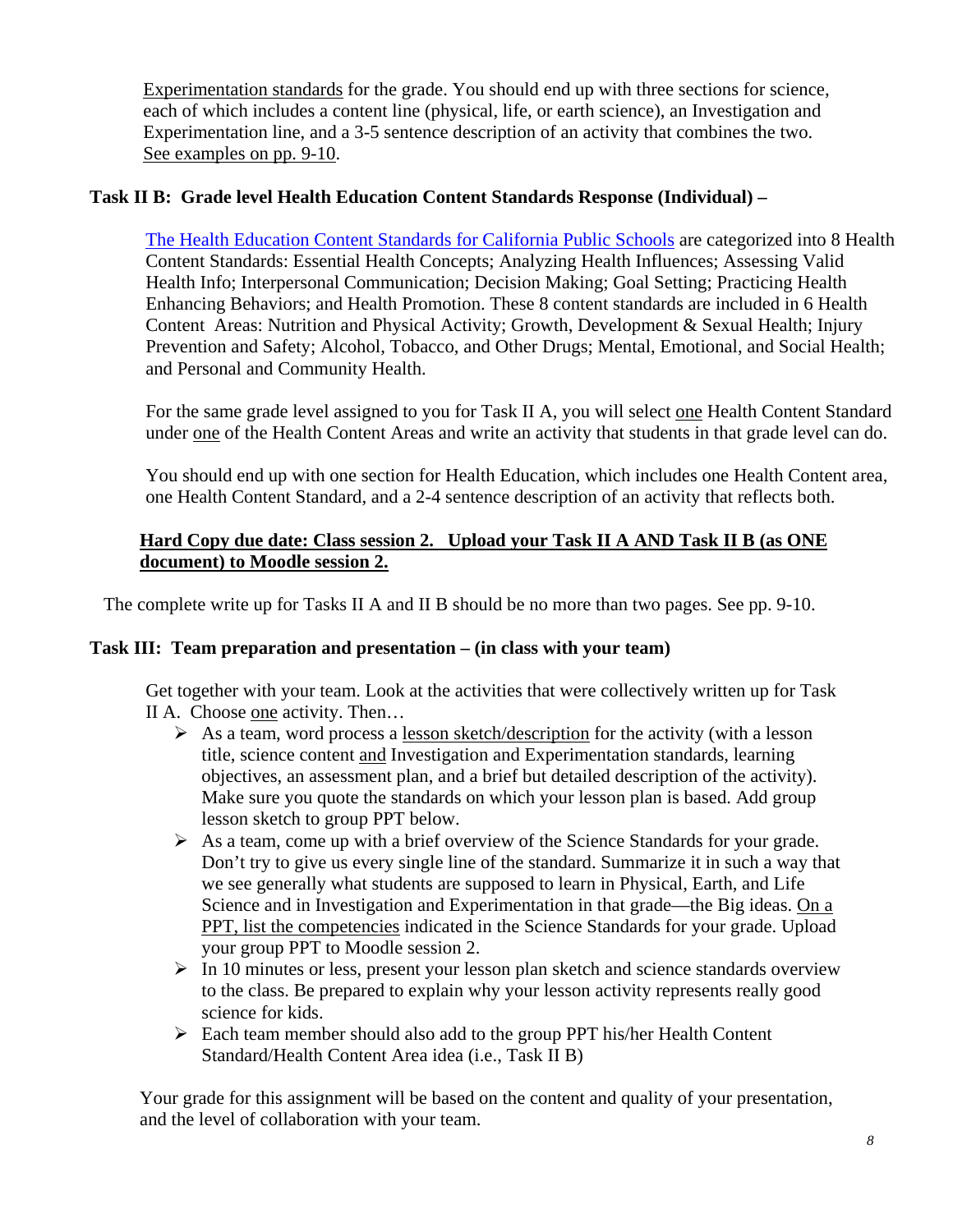Experimentation standards for the grade. You should end up with three sections for science, each of which includes a content line (physical, life, or earth science), an Investigation and Experimentation line, and a 3-5 sentence description of an activity that combines the two. See examples on pp. 9-10.

### Task II B: Grade level Health Education Content Standards Response (Individual) –

The Health Education Content Standards for California Public Schools are categorized into 8 Health Content Standards: Essential Health Concepts; Analyzing Health Influences; Assessing Valid Health Info; Interpersonal Communication; Decision Making; Goal Setting; Practicing Health Enhancing Behaviors; and Health Promotion. These 8 content standards are included in 6 Health Content Areas: Nutrition and Physical Activity; Growth, Development & Sexual Health; Injury Prevention and Safety; Alcohol, Tobacco, and Other Drugs; Mental, Emotional, and Social Health; and Personal and Community Health.

For the same grade level assigned to you for Task II A, you will select one Health Content Standard under one of the Health Content Areas and write an activity that students in that grade level can do.

You should end up with one section for Health Education, which includes one Health Content area, one Health Content Standard, and a 2-4 sentence description of an activity that reflects both.

**Hard Copy due date: Class session 2. Upload your Task II A AND Task II B (as ONE document) to Moodle session 2.**

The complete write up for Tasks II A and II B should be no more than two pages. See pp. 9-10.

### Task III: Team preparation and presentation – (in class with your team)

Get together with your team. Look at the activities that were collectively written up for Task II A. Choose one activity. Then…

- As a team, word process a lesson sketch/description for the activity (with a lesson title, science content and Investigation and Experimentation standards, learning objectives, an assessment plan, and a brief but detailed description of the activity). Make sure you quote the standards on which your lesson plan is based. Add group lesson sketch to group PPT below.
- As a team, come up with a brief overview of the Science Standards for your grade. Don't try to give us every single line of the standard. Summarize it in such a way that we see generally what students are supposed to learn in Physical, Earth, and Life Science and in Investigation and Experimentation in that grade—the Big ideas. On a PPT, list the competencies indicated in the Science Standards for your grade. Upload your group PPT to Moodle session 2.
- In 10 minutes or less, present your lesson plan sketch and science standards overview to the class. Be prepared to explain why your lesson activity represents really good science for kids.
- Each team member should also add to the group PPT his/her Health Content Standard/Health Content Area idea (i.e., Task II B)

Your grade for this assignment will be based on the content and quality of your presentation, and the level of collaboration with your team.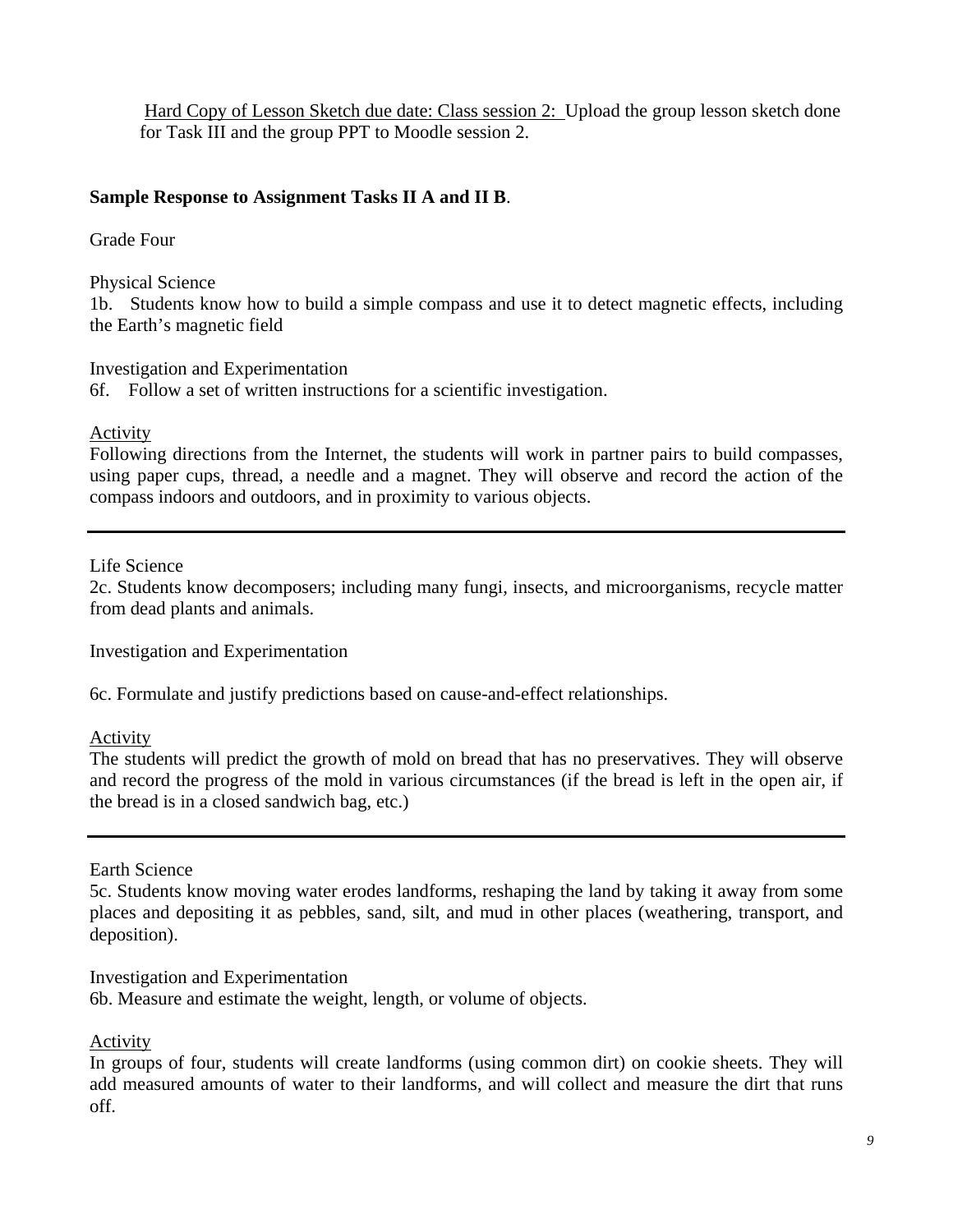Hard Copy of Lesson Sketch due date: Class session 2:  Upload the group lesson sketch done for Task III and the group PPT to Moodle session 2.

**Sample Response to Assignment Tasks II A and II B**.

Grade Four

Physical Science
1b. Students know how to build a simple compass and use it to detect magnetic effects, including the Earth's magnetic field

Investigation and Experimentation
6f. Follow a set of written instructions for a scientific investigation.

Activity
Following directions from the Internet, the students will work in partner pairs to build compasses, using paper cups, thread, a needle and a magnet. They will observe and record the action of the compass indoors and outdoors, and in proximity to various objects.

---

Life Science
2c. Students know decomposers; including many fungi, insects, and microorganisms, recycle matter from dead plants and animals.

Investigation and Experimentation

6c. Formulate and justify predictions based on cause-and-effect relationships.

Activity
The students will predict the growth of mold on bread that has no preservatives. They will observe and record the progress of the mold in various circumstances (if the bread is left in the open air, if the bread is in a closed sandwich bag, etc.)

---

Earth Science
5c. Students know moving water erodes landforms, reshaping the land by taking it away from some places and depositing it as pebbles, sand, silt, and mud in other places (weathering, transport, and deposition).

Investigation and Experimentation
6b. Measure and estimate the weight, length, or volume of objects.

Activity
In groups of four, students will create landforms (using common dirt) on cookie sheets. They will add measured amounts of water to their landforms, and will collect and measure the dirt that runs off.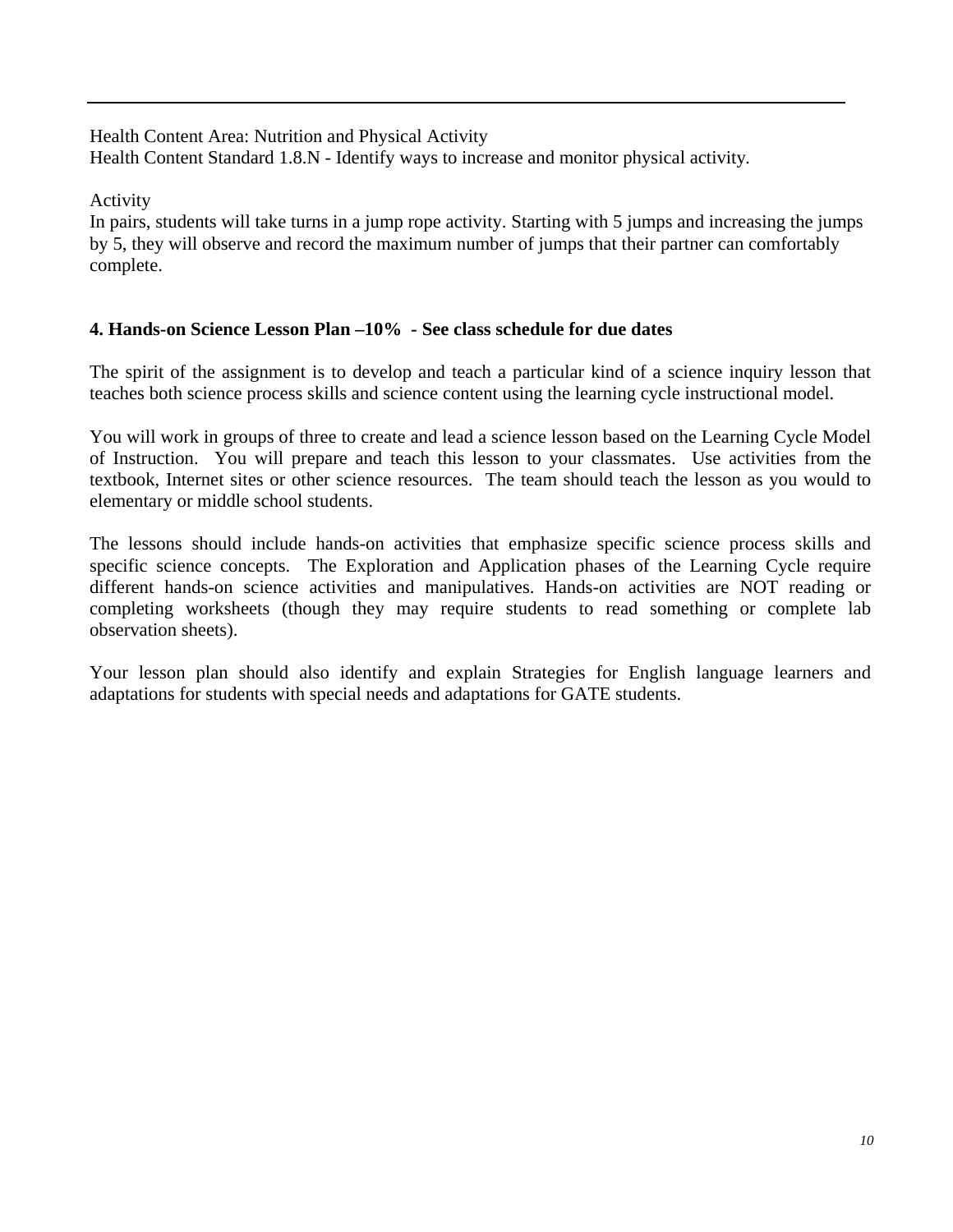---

Health Content Area: Nutrition and Physical Activity
Health Content Standard 1.8.N - Identify ways to increase and monitor physical activity.

Activity
In pairs, students will take turns in a jump rope activity. Starting with 5 jumps and increasing the jumps by 5, they will observe and record the maximum number of jumps that their partner can comfortably complete.

### 4. Hands-on Science Lesson Plan –10% - See class schedule for due dates

The spirit of the assignment is to develop and teach a particular kind of a science inquiry lesson that teaches both science process skills and science content using the learning cycle instructional model.

You will work in groups of three to create and lead a science lesson based on the Learning Cycle Model of Instruction. You will prepare and teach this lesson to your classmates. Use activities from the textbook, Internet sites or other science resources. The team should teach the lesson as you would to elementary or middle school students.

The lessons should include hands-on activities that emphasize specific science process skills and specific science concepts. The Exploration and Application phases of the Learning Cycle require different hands-on science activities and manipulatives. Hands-on activities are NOT reading or completing worksheets (though they may require students to read something or complete lab observation sheets).

Your lesson plan should also identify and explain Strategies for English language learners and adaptations for students with special needs and adaptations for GATE students.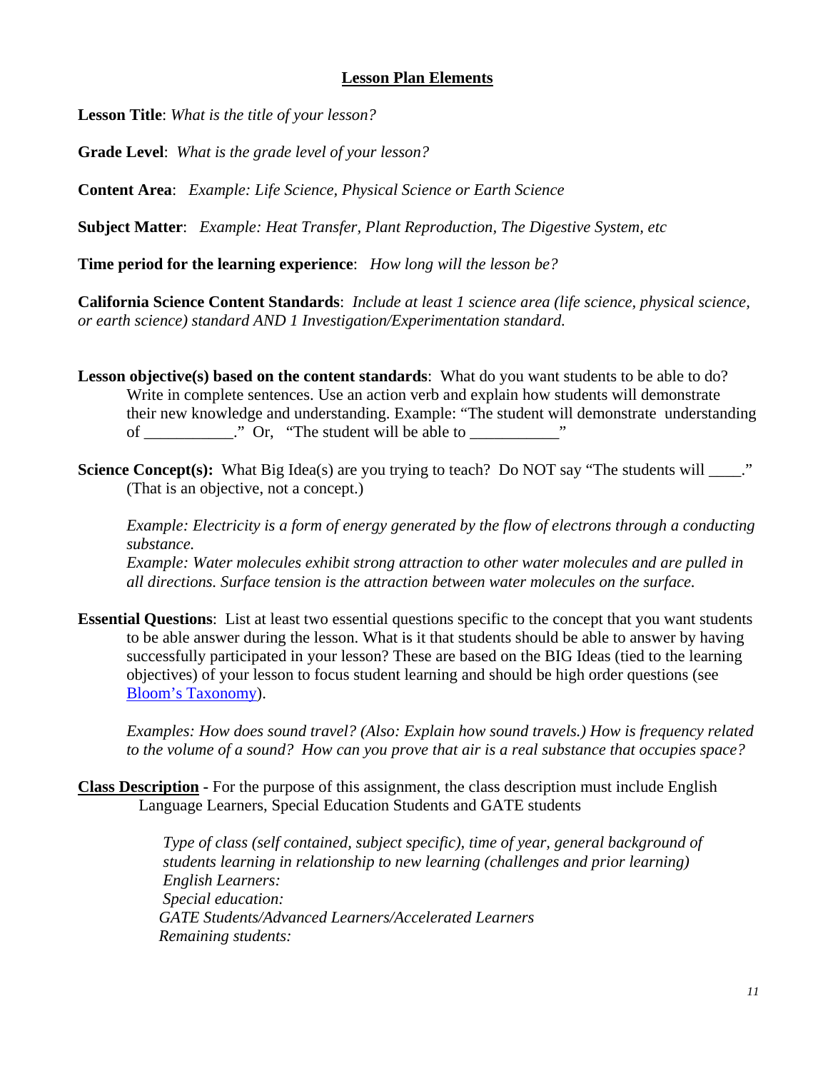## Lesson Plan Elements

**Lesson Title**: *What is the title of your lesson?*

**Grade Level**: *What is the grade level of your lesson?*

**Content Area**: *Example: Life Science, Physical Science or Earth Science*

**Subject Matter**: *Example: Heat Transfer, Plant Reproduction, The Digestive System, etc*

**Time period for the learning experience**: *How long will the lesson be?*

**California Science Content Standards**: *Include at least 1 science area (life science, physical science, or earth science) standard AND 1 Investigation/Experimentation standard.*

**Lesson objective(s) based on the content standards**: What do you want students to be able to do? Write in complete sentences. Use an action verb and explain how students will demonstrate their new knowledge and understanding. Example: "The student will demonstrate understanding of ___________." Or, "The student will be able to ___________"

**Science Concept(s):** What Big Idea(s) are you trying to teach? Do NOT say "The students will ____." (That is an objective, not a concept.)

*Example: Electricity is a form of energy generated by the flow of electrons through a conducting substance.*
*Example: Water molecules exhibit strong attraction to other water molecules and are pulled in all directions. Surface tension is the attraction between water molecules on the surface.*

**Essential Questions**: List at least two essential questions specific to the concept that you want students to be able answer during the lesson. What is it that students should be able to answer by having successfully participated in your lesson? These are based on the BIG Ideas (tied to the learning objectives) of your lesson to focus student learning and should be high order questions (see Bloom's Taxonomy).

*Examples: How does sound travel? (Also: Explain how sound travels.) How is frequency related to the volume of a sound? How can you prove that air is a real substance that occupies space?*

**Class Description** - For the purpose of this assignment, the class description must include English Language Learners, Special Education Students and GATE students

*Type of class (self contained, subject specific), time of year, general background of students learning in relationship to new learning (challenges and prior learning)*
*English Learners:*
*Special education:*
*GATE Students/Advanced Learners/Accelerated Learners*
*Remaining students:*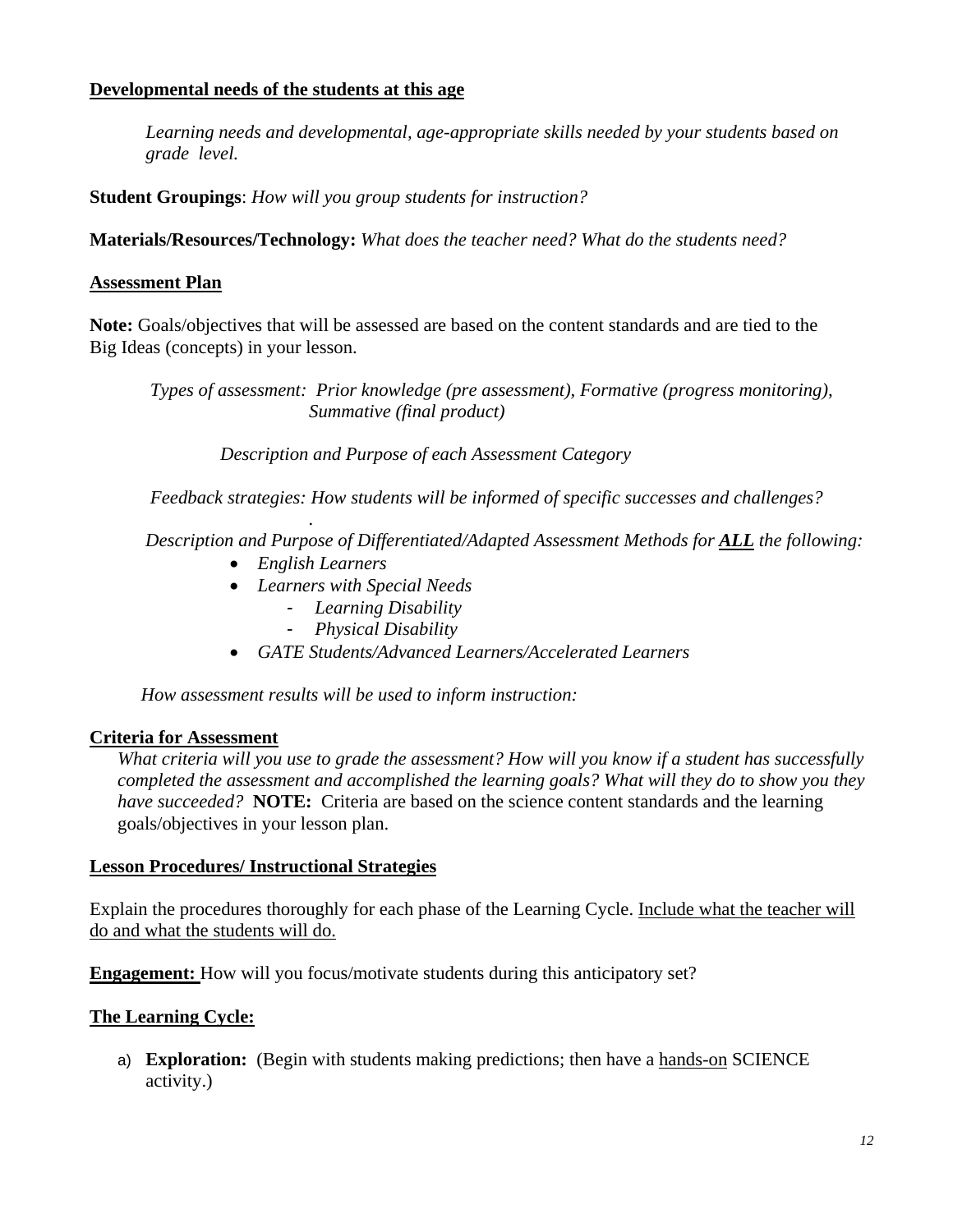**Developmental needs of the students at this age**

*Learning needs and developmental, age-appropriate skills needed by your students based on grade level.*

**Student Groupings**: *How will you group students for instruction?*

**Materials/Resources/Technology:** *What does the teacher need? What do the students need?*

**Assessment Plan**

**Note:** Goals/objectives that will be assessed are based on the content standards and are tied to the Big Ideas (concepts) in your lesson.

*Types of assessment: Prior knowledge (pre assessment), Formative (progress monitoring), Summative (final product)*

*Description and Purpose of each Assessment Category*

*Feedback strategies: How students will be informed of specific successes and challenges?*

*Description and Purpose of Differentiated/Adapted Assessment Methods for **ALL** the following:*

- *English Learners*
- *Learners with Special Needs*
  - *Learning Disability*
  - *Physical Disability*
- *GATE Students/Advanced Learners/Accelerated Learners*

*How assessment results will be used to inform instruction:*

**Criteria for Assessment**

*What criteria will you use to grade the assessment? How will you know if a student has successfully completed the assessment and accomplished the learning goals? What will they do to show you they have succeeded?* **NOTE:** Criteria are based on the science content standards and the learning goals/objectives in your lesson plan.

**Lesson Procedures/ Instructional Strategies**

Explain the procedures thoroughly for each phase of the Learning Cycle. Include what the teacher will do and what the students will do.

**Engagement:** How will you focus/motivate students during this anticipatory set?

**The Learning Cycle:**

a) **Exploration:** (Begin with students making predictions; then have a hands-on SCIENCE activity.)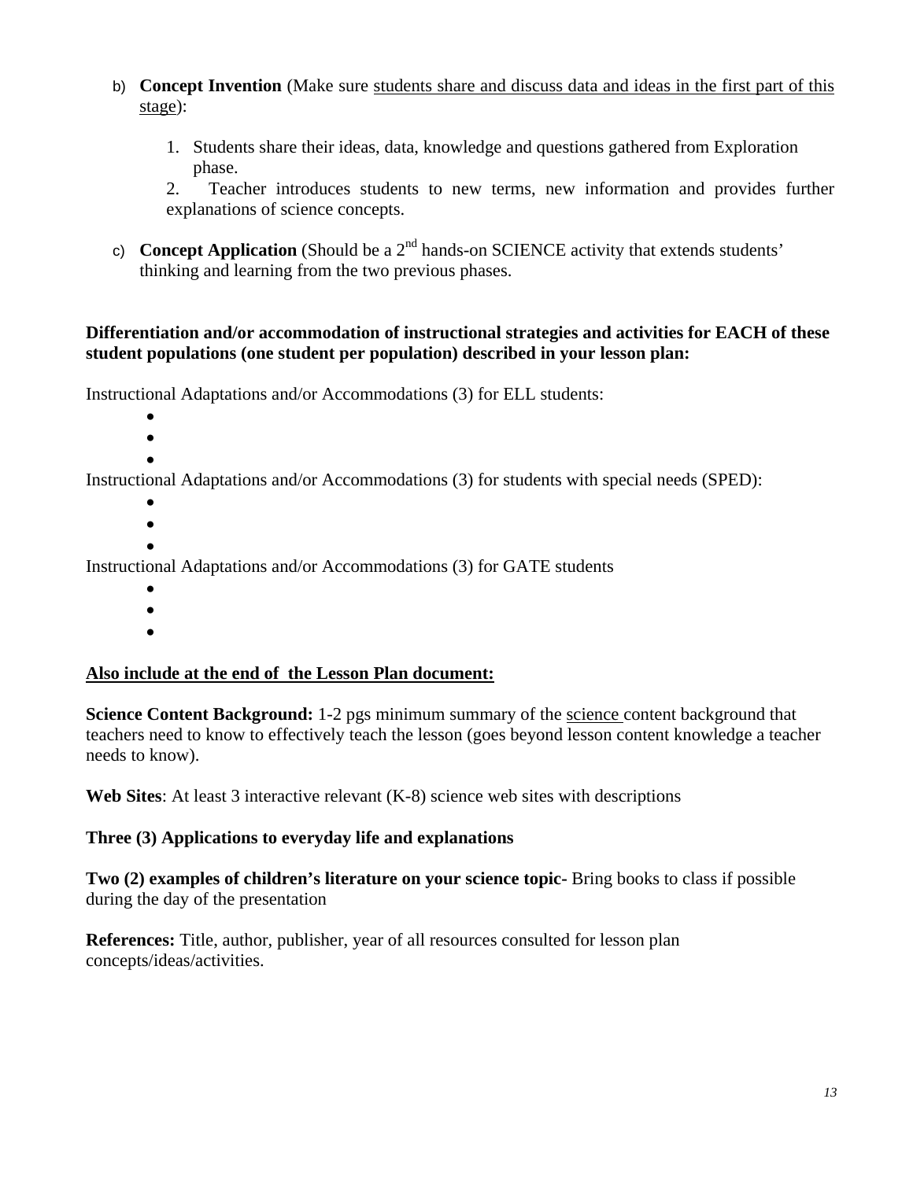b) **Concept Invention** (Make sure students share and discuss data and ideas in the first part of this stage):

1. Students share their ideas, data, knowledge and questions gathered from Exploration phase.
2. Teacher introduces students to new terms, new information and provides further explanations of science concepts.

c) **Concept Application** (Should be a 2nd hands-on SCIENCE activity that extends students' thinking and learning from the two previous phases.

**Differentiation and/or accommodation of instructional strategies and activities for EACH of these student populations (one student per population) described in your lesson plan:**

Instructional Adaptations and/or Accommodations (3) for ELL students:

- 
- 
- 

Instructional Adaptations and/or Accommodations (3) for students with special needs (SPED):

- 
- 
- 

Instructional Adaptations and/or Accommodations (3) for GATE students

- 
- 
- 

**Also include at the end of the Lesson Plan document:**

**Science Content Background:** 1-2 pgs minimum summary of the science content background that teachers need to know to effectively teach the lesson (goes beyond lesson content knowledge a teacher needs to know).

**Web Sites**: At least 3 interactive relevant (K-8) science web sites with descriptions

**Three (3) Applications to everyday life and explanations**

**Two (2) examples of children's literature on your science topic-** Bring books to class if possible during the day of the presentation

**References:** Title, author, publisher, year of all resources consulted for lesson plan concepts/ideas/activities.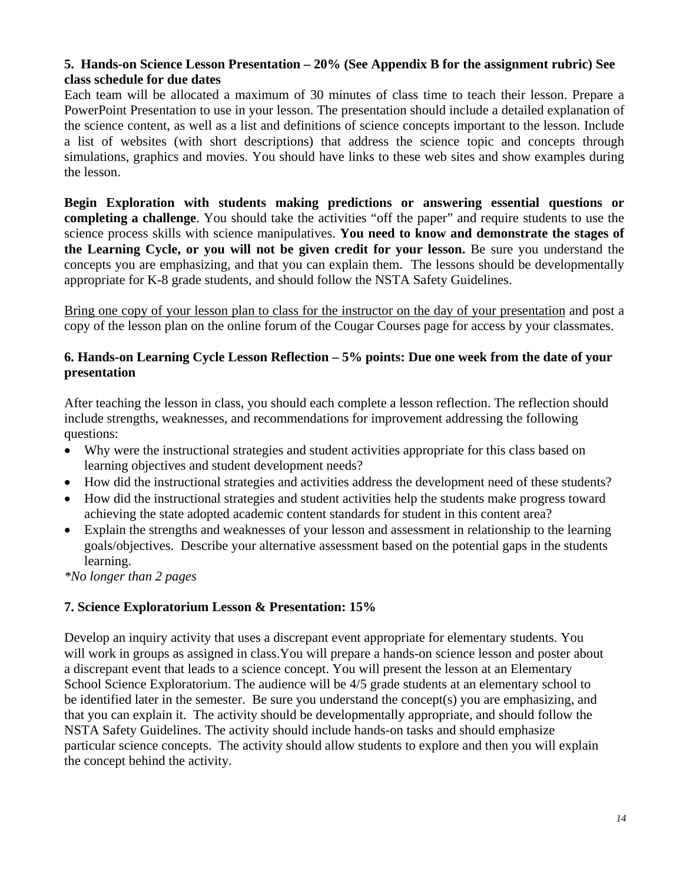**5. Hands-on Science Lesson Presentation – 20% (See Appendix B for the assignment rubric) See class schedule for due dates**

Each team will be allocated a maximum of 30 minutes of class time to teach their lesson. Prepare a PowerPoint Presentation to use in your lesson. The presentation should include a detailed explanation of the science content, as well as a list and definitions of science concepts important to the lesson. Include a list of websites (with short descriptions) that address the science topic and concepts through simulations, graphics and movies. You should have links to these web sites and show examples during the lesson.

**Begin Exploration with students making predictions or answering essential questions or completing a challenge**. You should take the activities "off the paper" and require students to use the science process skills with science manipulatives. **You need to know and demonstrate the stages of the Learning Cycle, or you will not be given credit for your lesson.** Be sure you understand the concepts you are emphasizing, and that you can explain them. The lessons should be developmentally appropriate for K-8 grade students, and should follow the NSTA Safety Guidelines.

<u>Bring one copy of your lesson plan to class for the instructor on the day of your presentation</u> and post a copy of the lesson plan on the online forum of the Cougar Courses page for access by your classmates.

**6. Hands-on Learning Cycle Lesson Reflection – 5% points: Due one week from the date of your presentation**

After teaching the lesson in class, you should each complete a lesson reflection. The reflection should include strengths, weaknesses, and recommendations for improvement addressing the following questions:

- Why were the instructional strategies and student activities appropriate for this class based on learning objectives and student development needs?
- How did the instructional strategies and activities address the development need of these students?
- How did the instructional strategies and student activities help the students make progress toward achieving the state adopted academic content standards for student in this content area?
- Explain the strengths and weaknesses of your lesson and assessment in relationship to the learning goals/objectives. Describe your alternative assessment based on the potential gaps in the students learning.

*\*No longer than 2 pages*

**7. Science Exploratorium Lesson & Presentation: 15%**

Develop an inquiry activity that uses a discrepant event appropriate for elementary students. You will work in groups as assigned in class.You will prepare a hands-on science lesson and poster about a discrepant event that leads to a science concept. You will present the lesson at an Elementary School Science Exploratorium. The audience will be 4/5 grade students at an elementary school to be identified later in the semester. Be sure you understand the concept(s) you are emphasizing, and that you can explain it. The activity should be developmentally appropriate, and should follow the NSTA Safety Guidelines. The activity should include hands-on tasks and should emphasize particular science concepts. The activity should allow students to explore and then you will explain the concept behind the activity.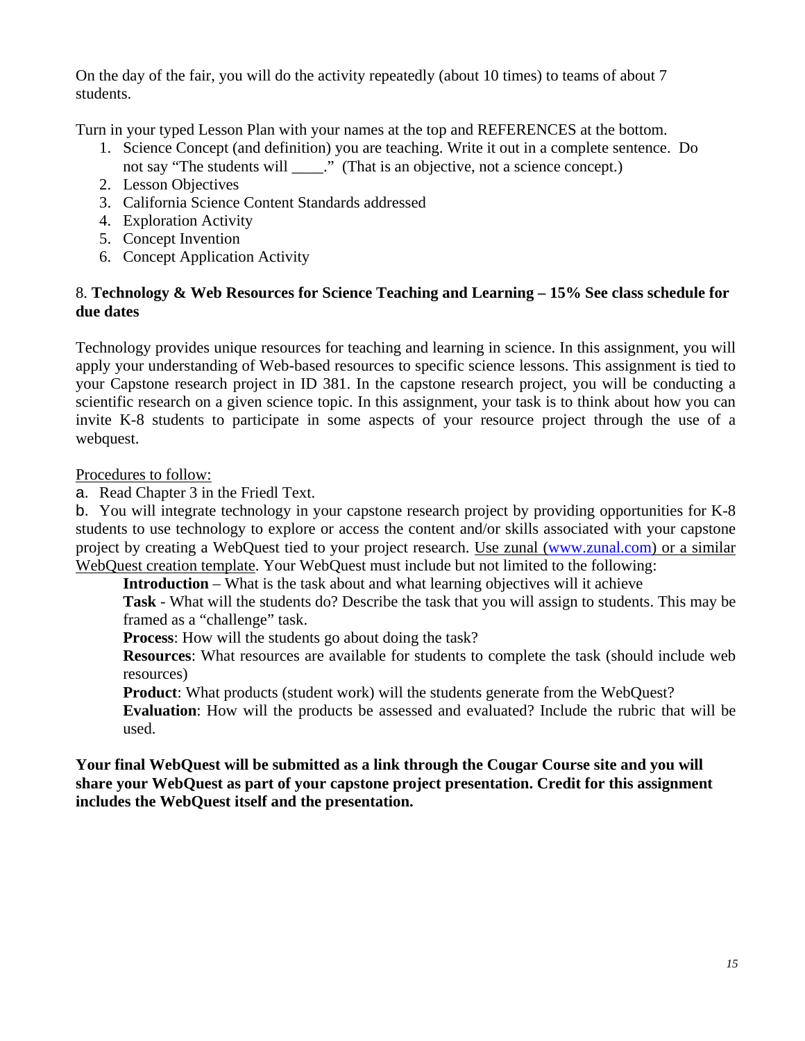On the day of the fair, you will do the activity repeatedly (about 10 times) to teams of about 7 students.

Turn in your typed Lesson Plan with your names at the top and REFERENCES at the bottom.

1. Science Concept (and definition) you are teaching. Write it out in a complete sentence. Do not say "The students will ____." (That is an objective, not a science concept.)
2. Lesson Objectives
3. California Science Content Standards addressed
4. Exploration Activity
5. Concept Invention
6. Concept Application Activity

8. **Technology & Web Resources for Science Teaching and Learning – 15% See class schedule for due dates**

Technology provides unique resources for teaching and learning in science. In this assignment, you will apply your understanding of Web-based resources to specific science lessons. This assignment is tied to your Capstone research project in ID 381. In the capstone research project, you will be conducting a scientific research on a given science topic. In this assignment, your task is to think about how you can invite K-8 students to participate in some aspects of your resource project through the use of a webquest.

<u>Procedures to follow:</u>

a. Read Chapter 3 in the Friedl Text.

b. You will integrate technology in your capstone research project by providing opportunities for K-8 students to use technology to explore or access the content and/or skills associated with your capstone project by creating a WebQuest tied to your project research. <u>Use zunal (www.zunal.com) or a similar WebQuest creation template</u>. Your WebQuest must include but not limited to the following:

> **Introduction** – What is the task about and what learning objectives will it achieve
>
> **Task** - What will the students do? Describe the task that you will assign to students. This may be framed as a "challenge" task.
>
> **Process**: How will the students go about doing the task?
>
> **Resources**: What resources are available for students to complete the task (should include web resources)
>
> **Product**: What products (student work) will the students generate from the WebQuest?
>
> **Evaluation**: How will the products be assessed and evaluated? Include the rubric that will be used.

**Your final WebQuest will be submitted as a link through the Cougar Course site and you will share your WebQuest as part of your capstone project presentation. Credit for this assignment includes the WebQuest itself and the presentation.**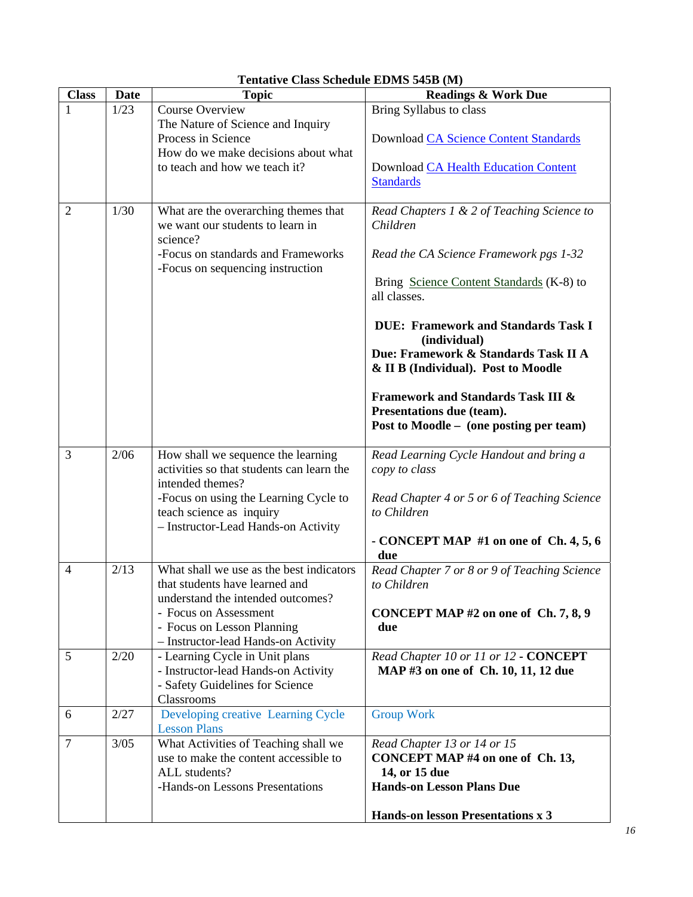**Tentative Class Schedule EDMS 545B (M)**

| Class | Date | Topic | Readings & Work Due |
|---|---|---|---|
| 1 | 1/23 | Course Overview<br>The Nature of Science and Inquiry<br>Process in Science<br>How do we make decisions about what to teach and how we teach it? | Bring Syllabus to class<br><br>Download CA Science Content Standards<br><br>Download CA Health Education Content Standards |
| 2 | 1/30 | What are the overarching themes that we want our students to learn in science?<br>-Focus on standards and Frameworks<br>-Focus on sequencing instruction | *Read Chapters 1 & 2 of Teaching Science to Children*<br><br>*Read the CA Science Framework pgs 1-32*<br><br>Bring Science Content Standards (K-8) to all classes.<br><br>**DUE: Framework and Standards Task I (individual)**<br>**Due: Framework & Standards Task II A & II B (Individual). Post to Moodle**<br><br>**Framework and Standards Task III & Presentations due (team).**<br>**Post to Moodle – (one posting per team)** |
| 3 | 2/06 | How shall we sequence the learning activities so that students can learn the intended themes?<br>-Focus on using the Learning Cycle to teach science as inquiry<br>– Instructor-Lead Hands-on Activity | *Read Learning Cycle Handout and bring a copy to class*<br><br>*Read Chapter 4 or 5 or 6 of Teaching Science to Children*<br><br>**- CONCEPT MAP #1 on one of Ch. 4, 5, 6 due** |
| 4 | 2/13 | What shall we use as the best indicators that students have learned and understand the intended outcomes?<br>- Focus on Assessment<br>- Focus on Lesson Planning<br>– Instructor-lead Hands-on Activity | *Read Chapter 7 or 8 or 9 of Teaching Science to Children*<br><br>**CONCEPT MAP #2 on one of Ch. 7, 8, 9 due** |
| 5 | 2/20 | - Learning Cycle in Unit plans<br>- Instructor-lead Hands-on Activity<br>- Safety Guidelines for Science Classrooms | *Read Chapter 10 or 11 or 12* - **CONCEPT MAP #3 on one of Ch. 10, 11, 12 due** |
| 6 | 2/27 | Developing creative Learning Cycle Lesson Plans | Group Work |
| 7 | 3/05 | What Activities of Teaching shall we use to make the content accessible to ALL students?<br>-Hands-on Lessons Presentations | *Read Chapter 13 or 14 or 15*<br>**CONCEPT MAP #4 on one of Ch. 13, 14, or 15 due**<br>**Hands-on Lesson Plans Due**<br><br>**Hands-on lesson Presentations x 3** |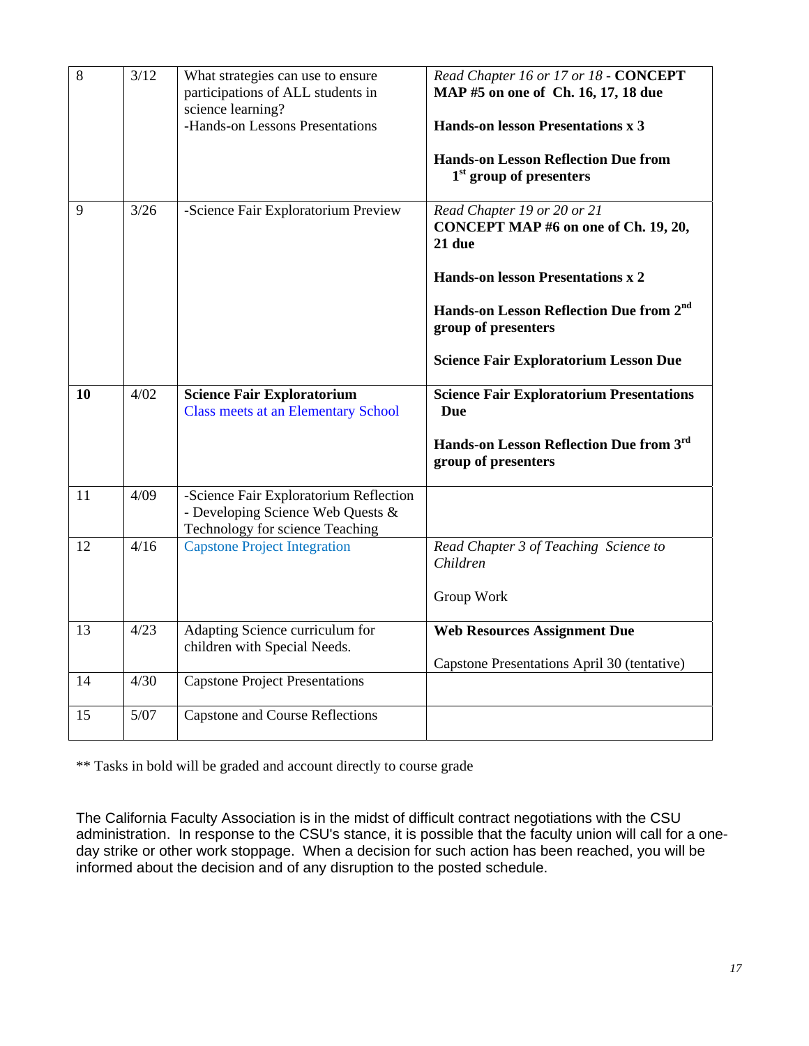| | | | |
|---|---|---|---|
| 8 | 3/12 | What strategies can use to ensure participations of ALL students in science learning?<br>-Hands-on Lessons Presentations | *Read Chapter 16 or 17 or 18* - **CONCEPT MAP #5 on one of Ch. 16, 17, 18 due**<br><br>**Hands-on lesson Presentations x 3**<br><br>**Hands-on Lesson Reflection Due from 1st group of presenters** |
| 9 | 3/26 | -Science Fair Exploratorium Preview | *Read Chapter 19 or 20 or 21*<br>**CONCEPT MAP #6 on one of Ch. 19, 20, 21 due**<br><br>**Hands-on lesson Presentations x 2**<br><br>**Hands-on Lesson Reflection Due from 2nd group of presenters**<br><br>**Science Fair Exploratorium Lesson Due** |
| **10** | 4/02 | **Science Fair Exploratorium**<br>Class meets at an Elementary School | **Science Fair Exploratorium Presentations Due**<br><br>**Hands-on Lesson Reflection Due from 3rd group of presenters** |
| 11 | 4/09 | -Science Fair Exploratorium Reflection<br>- Developing Science Web Quests & Technology for science Teaching | |
| 12 | 4/16 | Capstone Project Integration | *Read Chapter 3 of Teaching Science to Children*<br><br>Group Work |
| 13 | 4/23 | Adapting Science curriculum for children with Special Needs. | **Web Resources Assignment Due**<br><br>Capstone Presentations April 30 (tentative) |
| 14 | 4/30 | Capstone Project Presentations | |
| 15 | 5/07 | Capstone and Course Reflections | |

** Tasks in bold will be graded and account directly to course grade

The California Faculty Association is in the midst of difficult contract negotiations with the CSU administration. In response to the CSU's stance, it is possible that the faculty union will call for a one-day strike or other work stoppage. When a decision for such action has been reached, you will be informed about the decision and of any disruption to the posted schedule.